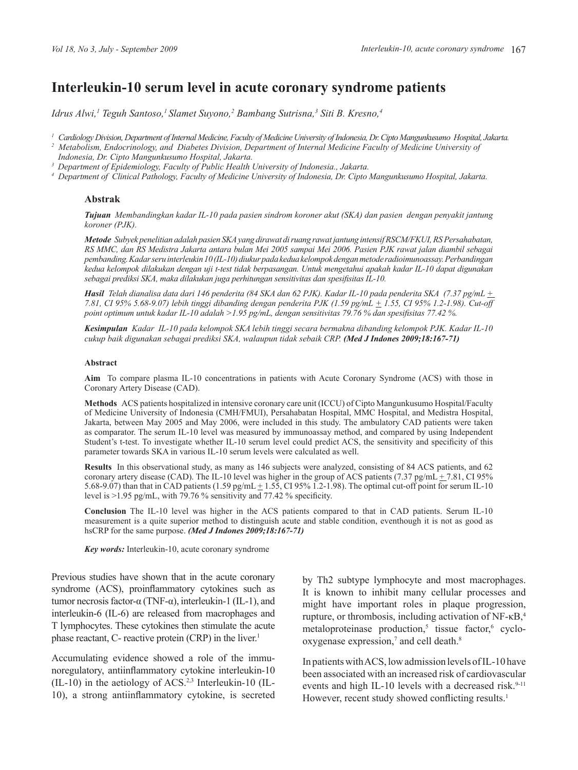# Interleukin-10 serum level in acute coronary syndrome patients

*Idrus Alwi,[1] Teguh Santoso,[1] Slamet Suyono,[2] Bambang Sutrisna,[3] Siti B. Kresno,[4]*

[1] *Cardiology Division, Department of Internal Medicine, Faculty of Medicine University of Indonesia, Dr. Cipto Mangunkusumo Hospital, Jakarta.*
[2] *Metabolism, Endocrinology, and Diabetes Division, Department of Internal Medicine Faculty of Medicine University of Indonesia, Dr. Cipto Mangunkusumo Hospital, Jakarta.*
[3] *Department of Epidemiology, Faculty of Public Health University of Indonesia., Jakarta.*
[4] *Department of Clinical Pathology, Faculty of Medicine University of Indonesia, Dr. Cipto Mangunkusumo Hospital, Jakarta.*

### Abstrak

***Tujuan*** *Membandingkan kadar IL-10 pada pasien sindrom koroner akut (SKA) dan pasien dengan penyakit jantung koroner (PJK).*

***Metode*** *Subyek penelitian adalah pasien SKA yang dirawat di ruang rawat jantung intensif RSCM/FKUI, RS Persahabatan, RS MMC, dan RS Medistra Jakarta antara bulan Mei 2005 sampai Mei 2006. Pasien PJK rawat jalan diambil sebagai pembanding. Kadar seru interleukin 10 (IL-10) diukur pada kedua kelompok dengan metode radioimunoassay. Perbandingan kedua kelompok dilakukan dengan uji t-test tidak berpasangan. Untuk mengetahui apakah kadar IL-10 dapat digunakan sebagai prediksi SKA, maka dilakukan juga perhitungan sensitivitas dan spesifisitas IL-10.*

***Hasil*** *Telah dianalisa data dari 146 penderita (84 SKA dan 62 PJK). Kadar IL-10 pada penderita SKA (7.37 pg/mL ± 7.81, CI 95% 5.68-9.07) lebih tinggi dibanding dengan penderita PJK (1.59 pg/mL ± 1.55, CI 95% 1.2-1.98). Cut-off point optimum untuk kadar IL-10 adalah >1.95 pg/mL, dengan sensitivitas 79.76 % dan spesifisitas 77.42 %.*

***Kesimpulan*** *Kadar IL-10 pada kelompok SKA lebih tinggi secara bermakna dibanding kelompok PJK. Kadar IL-10 cukup baik digunakan sebagai prediksi SKA, walaupun tidak sebaik CRP.* ***(Med J Indones 2009;18:167-71)***

### Abstract

**Aim** To compare plasma IL-10 concentrations in patients with Acute Coronary Syndrome (ACS) with those in Coronary Artery Disease (CAD).

**Methods** ACS patients hospitalized in intensive coronary care unit (ICCU) of Cipto Mangunkusumo Hospital/Faculty of Medicine University of Indonesia (CMH/FMUI), Persahabatan Hospital, MMC Hospital, and Medistra Hospital, Jakarta, between May 2005 and May 2006, were included in this study. The ambulatory CAD patients were taken as comparator. The serum IL-10 level was measured by immunoassay method, and compared by using Independent Student's t-test. To investigate whether IL-10 serum level could predict ACS, the sensitivity and specificity of this parameter towards SKA in various IL-10 serum levels were calculated as well.

**Results** In this observational study, as many as 146 subjects were analyzed, consisting of 84 ACS patients, and 62 coronary artery disease (CAD). The IL-10 level was higher in the group of ACS patients (7.37 pg/mL ± 7.81, CI 95% 5.68-9.07) than that in CAD patients (1.59 pg/mL ± 1.55, CI 95% 1.2-1.98). The optimal cut-off point for serum IL-10 level is >1.95 pg/mL, with 79.76 % sensitivity and 77.42 % specificity.

**Conclusion** The IL-10 level was higher in the ACS patients compared to that in CAD patients. Serum IL-10 measurement is a quite superior method to distinguish acute and stable condition, eventhough it is not as good as hsCRP for the same purpose. ***(Med J Indones 2009;18:167-71)***

***Key words:*** Interleukin-10, acute coronary syndrome

Previous studies have shown that in the acute coronary syndrome (ACS), proinflammatory cytokines such as tumor necrosis factor-α (TNF-α), interleukin-1 (IL-1), and interleukin-6 (IL-6) are released from macrophages and T lymphocytes. These cytokines then stimulate the acute phase reactant, C- reactive protein (CRP) in the liver.[1]

Accumulating evidence showed a role of the immunoregulatory, antiinflammatory cytokine interleukin-10 (IL-10) in the aetiology of ACS.[2,3] Interleukin-10 (IL-10), a strong antiinflammatory cytokine, is secreted by Th2 subtype lymphocyte and most macrophages. It is known to inhibit many cellular processes and might have important roles in plaque progression, rupture, or thrombosis, including activation of NF-κB,[4] metaloproteinase production,[5] tissue factor,[6] cyclooxygenase expression,[7] and cell death.[8]

In patients with ACS, low admission levels of IL-10 have been associated with an increased risk of cardiovascular events and high IL-10 levels with a decreased risk.[9-11] However, recent study showed conflicting results.[1]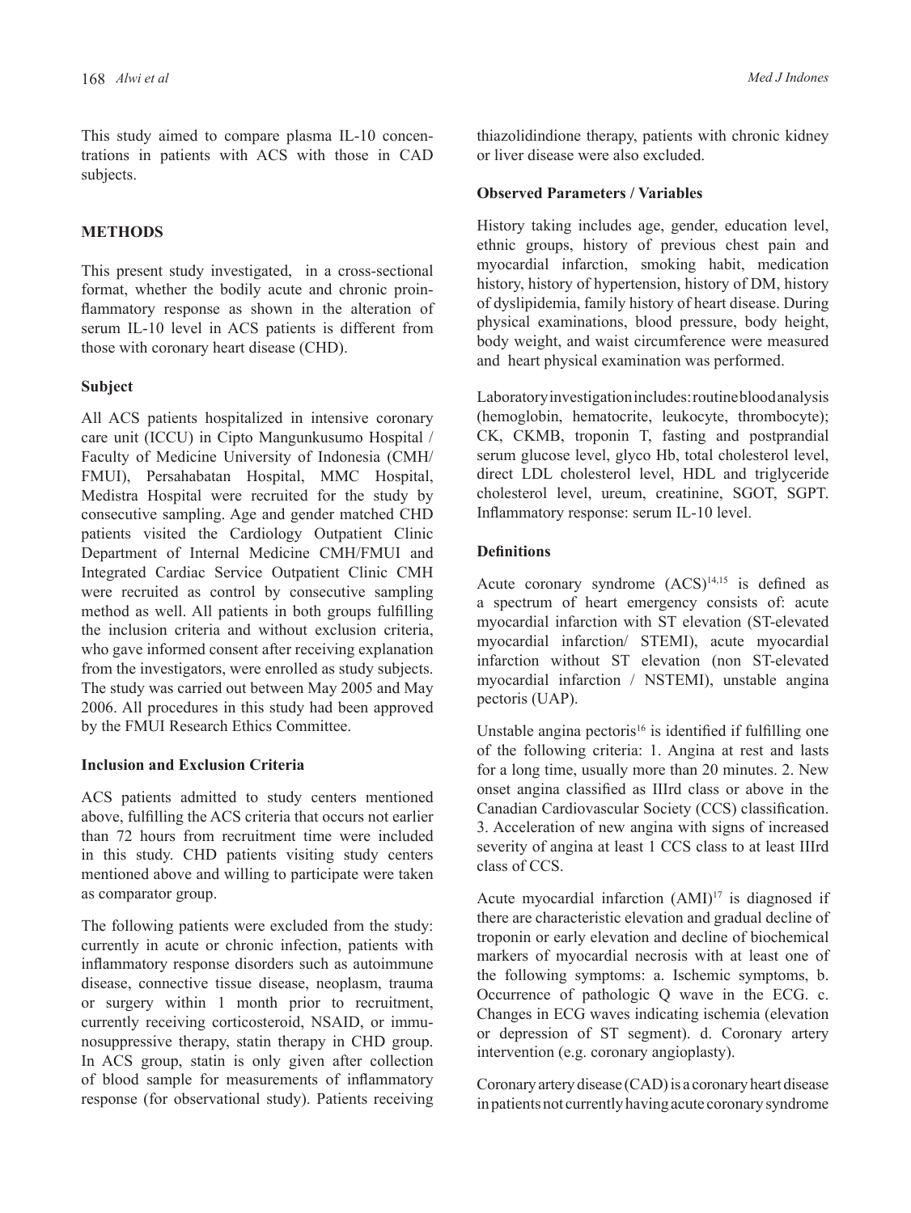This study aimed to compare plasma IL-10 concentrations in patients with ACS with those in CAD subjects.

## METHODS

This present study investigated, in a cross-sectional format, whether the bodily acute and chronic proinflammatory response as shown in the alteration of serum IL-10 level in ACS patients is different from those with coronary heart disease (CHD).

### Subject

All ACS patients hospitalized in intensive coronary care unit (ICCU) in Cipto Mangunkusumo Hospital / Faculty of Medicine University of Indonesia (CMH/FMUI), Persahabatan Hospital, MMC Hospital, Medistra Hospital were recruited for the study by consecutive sampling. Age and gender matched CHD patients visited the Cardiology Outpatient Clinic Department of Internal Medicine CMH/FMUI and Integrated Cardiac Service Outpatient Clinic CMH were recruited as control by consecutive sampling method as well. All patients in both groups fulfilling the inclusion criteria and without exclusion criteria, who gave informed consent after receiving explanation from the investigators, were enrolled as study subjects. The study was carried out between May 2005 and May 2006. All procedures in this study had been approved by the FMUI Research Ethics Committee.

### Inclusion and Exclusion Criteria

ACS patients admitted to study centers mentioned above, fulfilling the ACS criteria that occurs not earlier than 72 hours from recruitment time were included in this study. CHD patients visiting study centers mentioned above and willing to participate were taken as comparator group.

The following patients were excluded from the study: currently in acute or chronic infection, patients with inflammatory response disorders such as autoimmune disease, connective tissue disease, neoplasm, trauma or surgery within 1 month prior to recruitment, currently receiving corticosteroid, NSAID, or immunosuppressive therapy, statin therapy in CHD group. In ACS group, statin is only given after collection of blood sample for measurements of inflammatory response (for observational study). Patients receiving thiazolidindione therapy, patients with chronic kidney or liver disease were also excluded.

### Observed Parameters / Variables

History taking includes age, gender, education level, ethnic groups, history of previous chest pain and myocardial infarction, smoking habit, medication history, history of hypertension, history of DM, history of dyslipidemia, family history of heart disease. During physical examinations, blood pressure, body height, body weight, and waist circumference were measured and heart physical examination was performed.

Laboratory investigation includes: routine blood analysis (hemoglobin, hematocrite, leukocyte, thrombocyte); CK, CKMB, troponin T, fasting and postprandial serum glucose level, glyco Hb, total cholesterol level, direct LDL cholesterol level, HDL and triglyceride cholesterol level, ureum, creatinine, SGOT, SGPT. Inflammatory response: serum IL-10 level.

### Definitions

Acute coronary syndrome (ACS)[14,15] is defined as a spectrum of heart emergency consists of: acute myocardial infarction with ST elevation (ST-elevated myocardial infarction/ STEMI), acute myocardial infarction without ST elevation (non ST-elevated myocardial infarction / NSTEMI), unstable angina pectoris (UAP).

Unstable angina pectoris[16] is identified if fulfilling one of the following criteria: 1. Angina at rest and lasts for a long time, usually more than 20 minutes. 2. New onset angina classified as IIIrd class or above in the Canadian Cardiovascular Society (CCS) classification. 3. Acceleration of new angina with signs of increased severity of angina at least 1 CCS class to at least IIIrd class of CCS.

Acute myocardial infarction (AMI)[17] is diagnosed if there are characteristic elevation and gradual decline of troponin or early elevation and decline of biochemical markers of myocardial necrosis with at least one of the following symptoms: a. Ischemic symptoms, b. Occurrence of pathologic Q wave in the ECG. c. Changes in ECG waves indicating ischemia (elevation or depression of ST segment). d. Coronary artery intervention (e.g. coronary angioplasty).

Coronary artery disease (CAD) is a coronary heart disease in patients not currently having acute coronary syndrome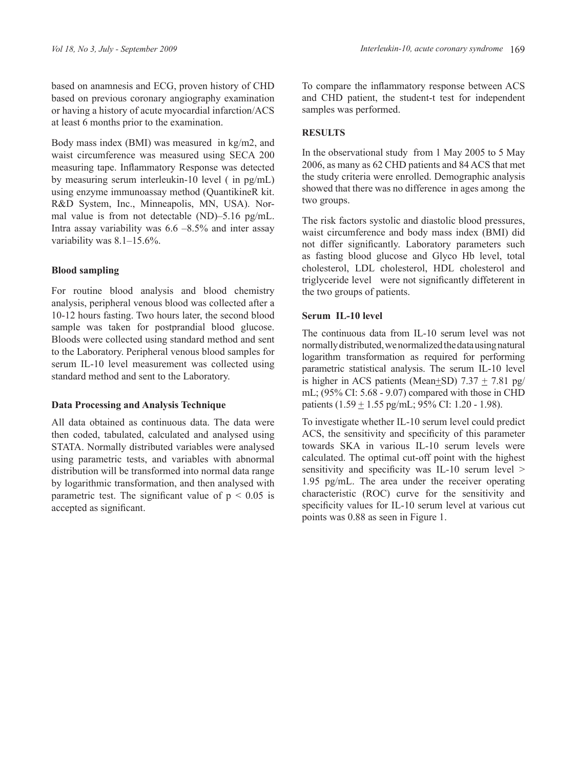based on anamnesis and ECG, proven history of CHD based on previous coronary angiography examination or having a history of acute myocardial infarction/ACS at least 6 months prior to the examination.

Body mass index (BMI) was measured in kg/m2, and waist circumference was measured using SECA 200 measuring tape. Inflammatory Response was detected by measuring serum interleukin-10 level ( in pg/mL) using enzyme immunoassay method (QuantikineR kit. R&D System, Inc., Minneapolis, MN, USA). Normal value is from not detectable (ND)–5.16 pg/mL. Intra assay variability was 6.6 –8.5% and inter assay variability was 8.1–15.6%.

### Blood sampling

For routine blood analysis and blood chemistry analysis, peripheral venous blood was collected after a 10-12 hours fasting. Two hours later, the second blood sample was taken for postprandial blood glucose. Bloods were collected using standard method and sent to the Laboratory. Peripheral venous blood samples for serum IL-10 level measurement was collected using standard method and sent to the Laboratory.

### Data Processing and Analysis Technique

All data obtained as continuous data. The data were then coded, tabulated, calculated and analysed using STATA. Normally distributed variables were analysed using parametric tests, and variables with abnormal distribution will be transformed into normal data range by logarithmic transformation, and then analysed with parametric test. The significant value of $p < 0.05$ is accepted as significant.

To compare the inflammatory response between ACS and CHD patient, the student-t test for independent samples was performed.

## RESULTS

In the observational study from 1 May 2005 to 5 May 2006, as many as 62 CHD patients and 84 ACS that met the study criteria were enrolled. Demographic analysis showed that there was no difference in ages among the two groups.

The risk factors systolic and diastolic blood pressures, waist circumference and body mass index (BMI) did not differ significantly. Laboratory parameters such as fasting blood glucose and Glyco Hb level, total cholesterol, LDL cholesterol, HDL cholesterol and triglyceride level were not significantly diffeterent in the two groups of patients.

### Serum IL-10 level

The continuous data from IL-10 serum level was not normally distributed, we normalized the data using natural logarithm transformation as required for performing parametric statistical analysis. The serum IL-10 level is higher in ACS patients (Mean±SD) 7.37 ± 7.81 pg/mL; (95% CI: 5.68 - 9.07) compared with those in CHD patients (1.59 ± 1.55 pg/mL; 95% CI: 1.20 - 1.98).

To investigate whether IL-10 serum level could predict ACS, the sensitivity and specificity of this parameter towards SKA in various IL-10 serum levels were calculated. The optimal cut-off point with the highest sensitivity and specificity was IL-10 serum level > 1.95 pg/mL. The area under the receiver operating characteristic (ROC) curve for the sensitivity and specificity values for IL-10 serum level at various cut points was 0.88 as seen in Figure 1.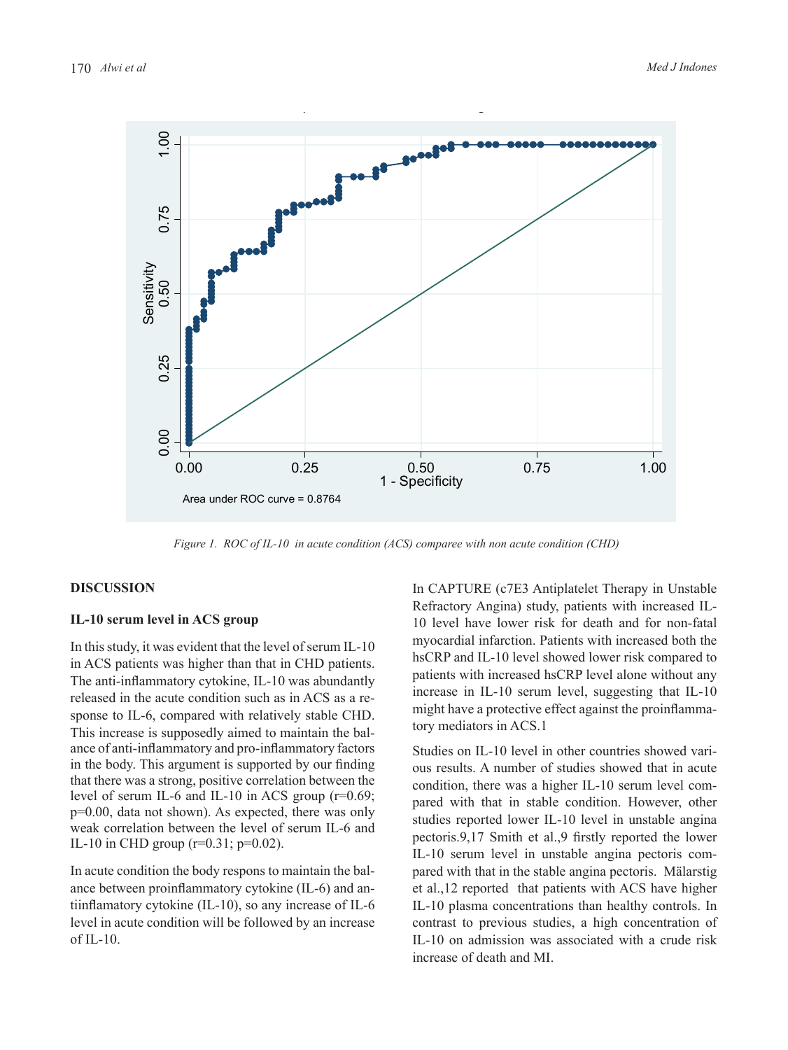Area under ROC curve = 0.8764

*Figure 1. ROC of IL-10 in acute condition (ACS) comparee with non acute condition (CHD)*

## DISCUSSION

### IL-10 serum level in ACS group

In this study, it was evident that the level of serum IL-10 in ACS patients was higher than that in CHD patients. The anti-inflammatory cytokine, IL-10 was abundantly released in the acute condition such as in ACS as a response to IL-6, compared with relatively stable CHD. This increase is supposedly aimed to maintain the balance of anti-inflammatory and pro-inflammatory factors in the body. This argument is supported by our finding that there was a strong, positive correlation between the level of serum IL-6 and IL-10 in ACS group ($r=0.69$; $p=0.00$, data not shown). As expected, there was only weak correlation between the level of serum IL-6 and IL-10 in CHD group ($r=0.31$; $p=0.02$).

In acute condition the body respons to maintain the balance between proinflammatory cytokine (IL-6) and antiinflamatory cytokine (IL-10), so any increase of IL-6 level in acute condition will be followed by an increase of IL-10.

In CAPTURE (c7E3 Antiplatelet Therapy in Unstable Refractory Angina) study, patients with increased IL-10 level have lower risk for death and for non-fatal myocardial infarction. Patients with increased both the hsCRP and IL-10 level showed lower risk compared to patients with increased hsCRP level alone without any increase in IL-10 serum level, suggesting that IL-10 might have a protective effect against the proinflammatory mediators in ACS.[1]

Studies on IL-10 level in other countries showed various results. A number of studies showed that in acute condition, there was a higher IL-10 serum level compared with that in stable condition. However, other studies reported lower IL-10 level in unstable angina pectoris.[9,17] Smith et al.,[9] firstly reported the lower IL-10 serum level in unstable angina pectoris compared with that in the stable angina pectoris. Mälarstig et al.,[12] reported that patients with ACS have higher IL-10 plasma concentrations than healthy controls. In contrast to previous studies, a high concentration of IL-10 on admission was associated with a crude risk increase of death and MI.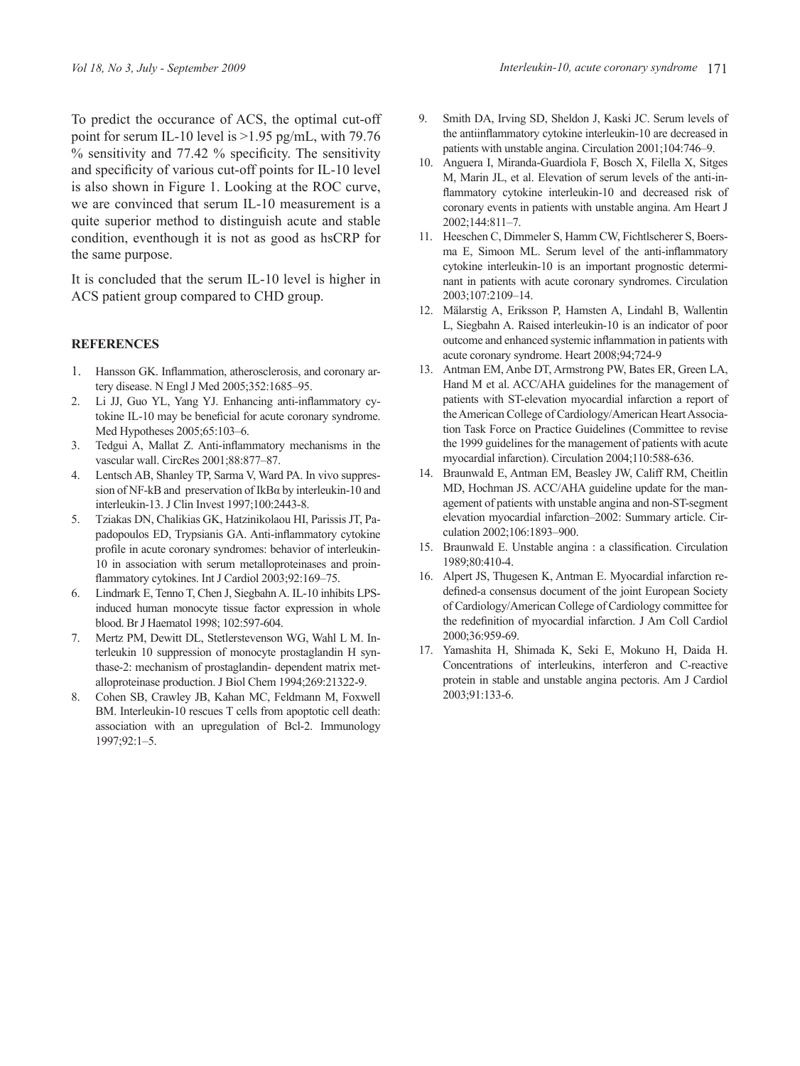To predict the occurance of ACS, the optimal cut-off point for serum IL-10 level is >1.95 pg/mL, with 79.76 % sensitivity and 77.42 % specificity. The sensitivity and specificity of various cut-off points for IL-10 level is also shown in Figure 1. Looking at the ROC curve, we are convinced that serum IL-10 measurement is a quite superior method to distinguish acute and stable condition, eventhough it is not as good as hsCRP for the same purpose.

It is concluded that the serum IL-10 level is higher in ACS patient group compared to CHD group.

## REFERENCES

1. Hansson GK. Inflammation, atherosclerosis, and coronary artery disease. N Engl J Med 2005;352:1685–95.
2. Li JJ, Guo YL, Yang YJ. Enhancing anti-inflammatory cytokine IL-10 may be beneficial for acute coronary syndrome. Med Hypotheses 2005;65:103–6.
3. Tedgui A, Mallat Z. Anti-inflammatory mechanisms in the vascular wall. CircRes 2001;88:877–87.
4. Lentsch AB, Shanley TP, Sarma V, Ward PA. In vivo suppression of NF-kB and preservation of IkBα by interleukin-10 and interleukin-13. J Clin Invest 1997;100:2443-8.
5. Tziakas DN, Chalikias GK, Hatzinikolaou HI, Parissis JT, Papadopoulos ED, Trypsianis GA. Anti-inflammatory cytokine profile in acute coronary syndromes: behavior of interleukin-10 in association with serum metalloproteinases and proinflammatory cytokines. Int J Cardiol 2003;92:169–75.
6. Lindmark E, Tenno T, Chen J, Siegbahn A. IL-10 inhibits LPS-induced human monocyte tissue factor expression in whole blood. Br J Haematol 1998; 102:597-604.
7. Mertz PM, Dewitt DL, Stetlerstevenson WG, Wahl L M. Interleukin 10 suppression of monocyte prostaglandin H synthase-2: mechanism of prostaglandin- dependent matrix metalloproteinase production. J Biol Chem 1994;269:21322-9.
8. Cohen SB, Crawley JB, Kahan MC, Feldmann M, Foxwell BM. Interleukin-10 rescues T cells from apoptotic cell death: association with an upregulation of Bcl-2. Immunology 1997;92:1–5.
9. Smith DA, Irving SD, Sheldon J, Kaski JC. Serum levels of the antiinflammatory cytokine interleukin-10 are decreased in patients with unstable angina. Circulation 2001;104:746–9.
10. Anguera I, Miranda-Guardiola F, Bosch X, Filella X, Sitges M, Marin JL, et al. Elevation of serum levels of the anti-inflammatory cytokine interleukin-10 and decreased risk of coronary events in patients with unstable angina. Am Heart J 2002;144:811–7.
11. Heeschen C, Dimmeler S, Hamm CW, Fichtlscherer S, Boersma E, Simoon ML. Serum level of the anti-inflammatory cytokine interleukin-10 is an important prognostic determinant in patients with acute coronary syndromes. Circulation 2003;107:2109–14.
12. Mälarstig A, Eriksson P, Hamsten A, Lindahl B, Wallentin L, Siegbahn A. Raised interleukin-10 is an indicator of poor outcome and enhanced systemic inflammation in patients with acute coronary syndrome. Heart 2008;94;724-9
13. Antman EM, Anbe DT, Armstrong PW, Bates ER, Green LA, Hand M et al. ACC/AHA guidelines for the management of patients with ST-elevation myocardial infarction a report of the American College of Cardiology/American Heart Association Task Force on Practice Guidelines (Committee to revise the 1999 guidelines for the management of patients with acute myocardial infarction). Circulation 2004;110:588-636.
14. Braunwald E, Antman EM, Beasley JW, Califf RM, Cheitlin MD, Hochman JS. ACC/AHA guideline update for the management of patients with unstable angina and non-ST-segment elevation myocardial infarction–2002: Summary article. Circulation 2002;106:1893–900.
15. Braunwald E. Unstable angina : a classification. Circulation 1989;80:410-4.
16. Alpert JS, Thugesen K, Antman E. Myocardial infarction redefined-a consensus document of the joint European Society of Cardiology/American College of Cardiology committee for the redefinition of myocardial infarction. J Am Coll Cardiol 2000;36:959-69.
17. Yamashita H, Shimada K, Seki E, Mokuno H, Daida H. Concentrations of interleukins, interferon and C-reactive protein in stable and unstable angina pectoris. Am J Cardiol 2003;91:133-6.